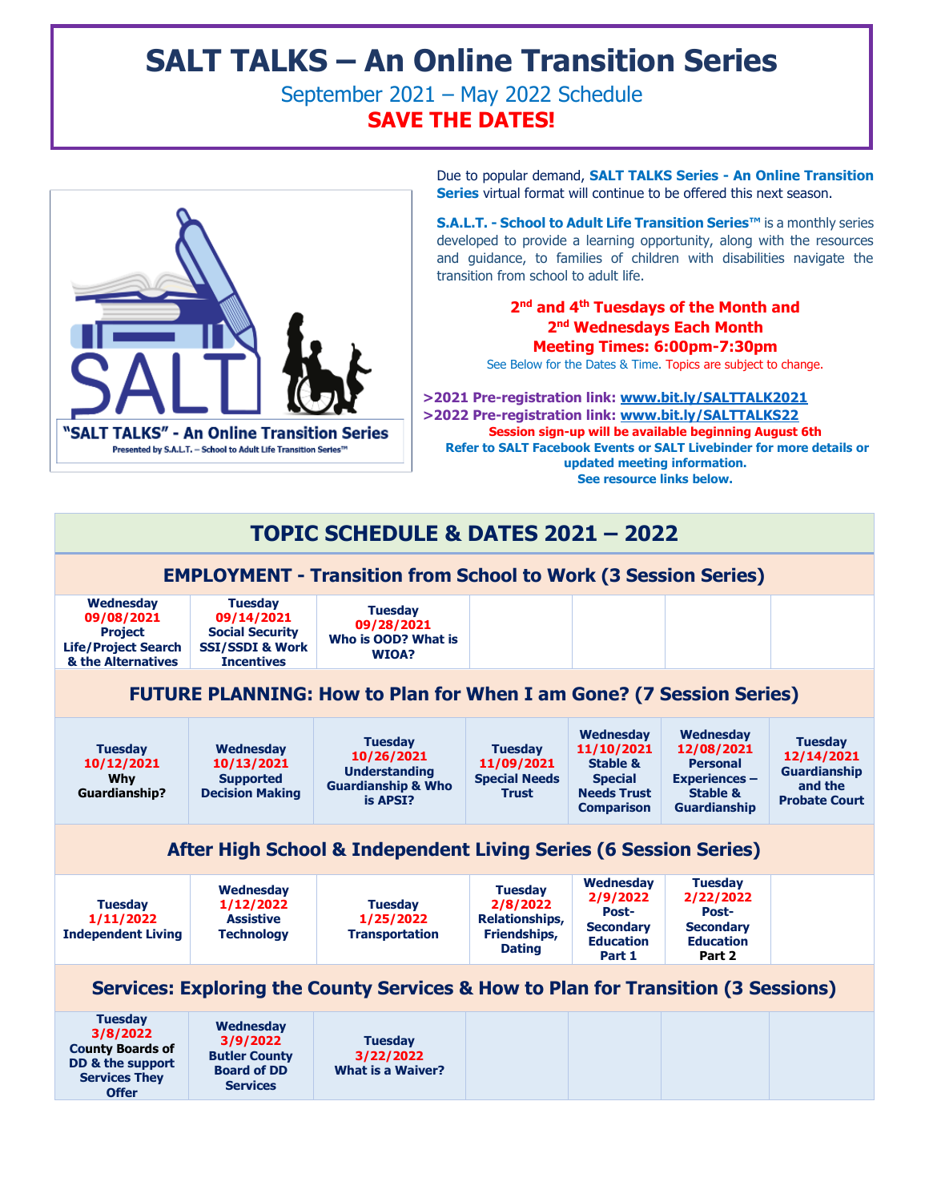# SALT TALKS – An Online Transition Series

September 2021 – May 2022 Schedule

**SAVE THE DATES!**

Due to popular demand, **SALT TALKS Series - An Online Transition Series** virtual format will continue to be offered this next season.

**S.A.L.T. - School to Adult Life Transition Series™** is a monthly series developed to provide a learning opportunity, along with the resources and guidance, to families of children with disabilities navigate the transition from school to adult life.

**2nd and 4th Tuesdays of the Month and 2nd Wednesdays Each Month**
**Meeting Times: 6:00pm-7:30pm**

See Below for the Dates & Time. Topics are subject to change.

**>2021 Pre-registration link: www.bit.ly/SALTTALK2021**
**>2022 Pre-registration link: www.bit.ly/SALTTALKS22**
**Session sign-up will be available beginning August 6th**
**Refer to SALT Facebook Events or SALT Livebinder for more details or updated meeting information.**
**See resource links below.**

"SALT TALKS" - An Online Transition Series
Presented by S.A.L.T. – School to Adult Life Transition Series™

## TOPIC SCHEDULE & DATES 2021 – 2022

### EMPLOYMENT - Transition from School to Work (3 Session Series)

| | | | | | | |
|---|---|---|---|---|---|---|
| **Wednesday 09/08/2021 Project Life/Project Search & the Alternatives** | **Tuesday 09/14/2021 Social Security SSI/SSDI & Work Incentives** | **Tuesday 09/28/2021 Who is OOD? What is WIOA?** | | | | |

### FUTURE PLANNING: How to Plan for When I am Gone? (7 Session Series)

| | | | | | | |
|---|---|---|---|---|---|---|
| **Tuesday 10/12/2021 Why Guardianship?** | **Wednesday 10/13/2021 Supported Decision Making** | **Tuesday 10/26/2021 Understanding Guardianship & Who is APSI?** | **Tuesday 11/09/2021 Special Needs Trust** | **Wednesday 11/10/2021 Stable & Special Needs Trust Comparison** | **Wednesday 12/08/2021 Personal Experiences – Stable & Guardianship** | **Tuesday 12/14/2021 Guardianship and the Probate Court** |

### After High School & Independent Living Series (6 Session Series)

| | | | | | | |
|---|---|---|---|---|---|---|
| **Tuesday 1/11/2022 Independent Living** | **Wednesday 1/12/2022 Assistive Technology** | **Tuesday 1/25/2022 Transportation** | **Tuesday 2/8/2022 Relationships, Friendships, Dating** | **Wednesday 2/9/2022 Post-Secondary Education Part 1** | **Tuesday 2/22/2022 Post-Secondary Education Part 2** | |

### Services: Exploring the County Services & How to Plan for Transition (3 Sessions)

| | | | | | | |
|---|---|---|---|---|---|---|
| **Tuesday 3/8/2022 County Boards of DD & the support Services They Offer** | **Wednesday 3/9/2022 Butler County Board of DD Services** | **Tuesday 3/22/2022 What is a Waiver?** | | | | |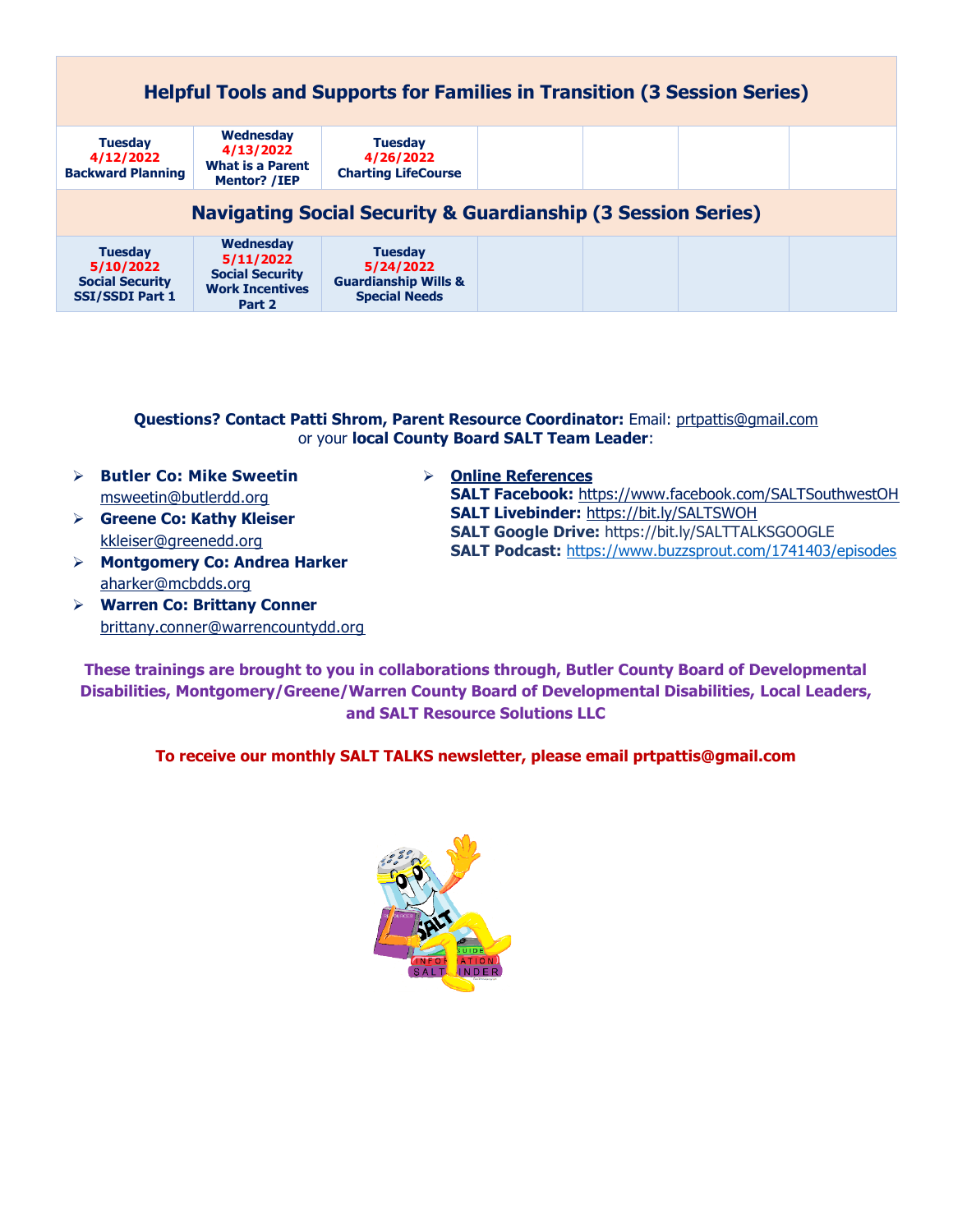| Helpful Tools and Supports for Families in Transition (3 Session Series) | | | | | | |
|---|---|---|---|---|---|---|
| **Tuesday**<br>**4/12/2022**<br>**Backward Planning** | **Wednesday**<br>**4/13/2022**<br>**What is a Parent Mentor? /IEP** | **Tuesday**<br>**4/26/2022**<br>**Charting LifeCourse** | | | | |
| **Navigating Social Security & Guardianship (3 Session Series)** | | | | | | |
| **Tuesday**<br>**5/10/2022**<br>**Social Security SSI/SSDI Part 1** | **Wednesday**<br>**5/11/2022**<br>**Social Security Work Incentives Part 2** | **Tuesday**<br>**5/24/2022**<br>**Guardianship Wills & Special Needs** | | | | |

**Questions? Contact Patti Shrom, Parent Resource Coordinator:** Email: prtpattis@gmail.com
or your **local County Board SALT Team Leader**:

- **Butler Co: Mike Sweetin**
  msweetin@butlerdd.org
- **Greene Co: Kathy Kleiser**
  kkleiser@greenedd.org
- **Montgomery Co: Andrea Harker**
  aharker@mcbdds.org
- **Warren Co: Brittany Conner**
  brittany.conner@warrencountydd.org

- **Online References**
  **SALT Facebook:** https://www.facebook.com/SALTSouthwestOH
  **SALT Livebinder:** https://bit.ly/SALTSWOH
  **SALT Google Drive:** https://bit.ly/SALTTALKSGOOGLE
  **SALT Podcast:** https://www.buzzsprout.com/1741403/episodes

**These trainings are brought to you in collaborations through, Butler County Board of Developmental Disabilities, Montgomery/Greene/Warren County Board of Developmental Disabilities, Local Leaders, and SALT Resource Solutions LLC**

**To receive our monthly SALT TALKS newsletter, please email prtpattis@gmail.com**